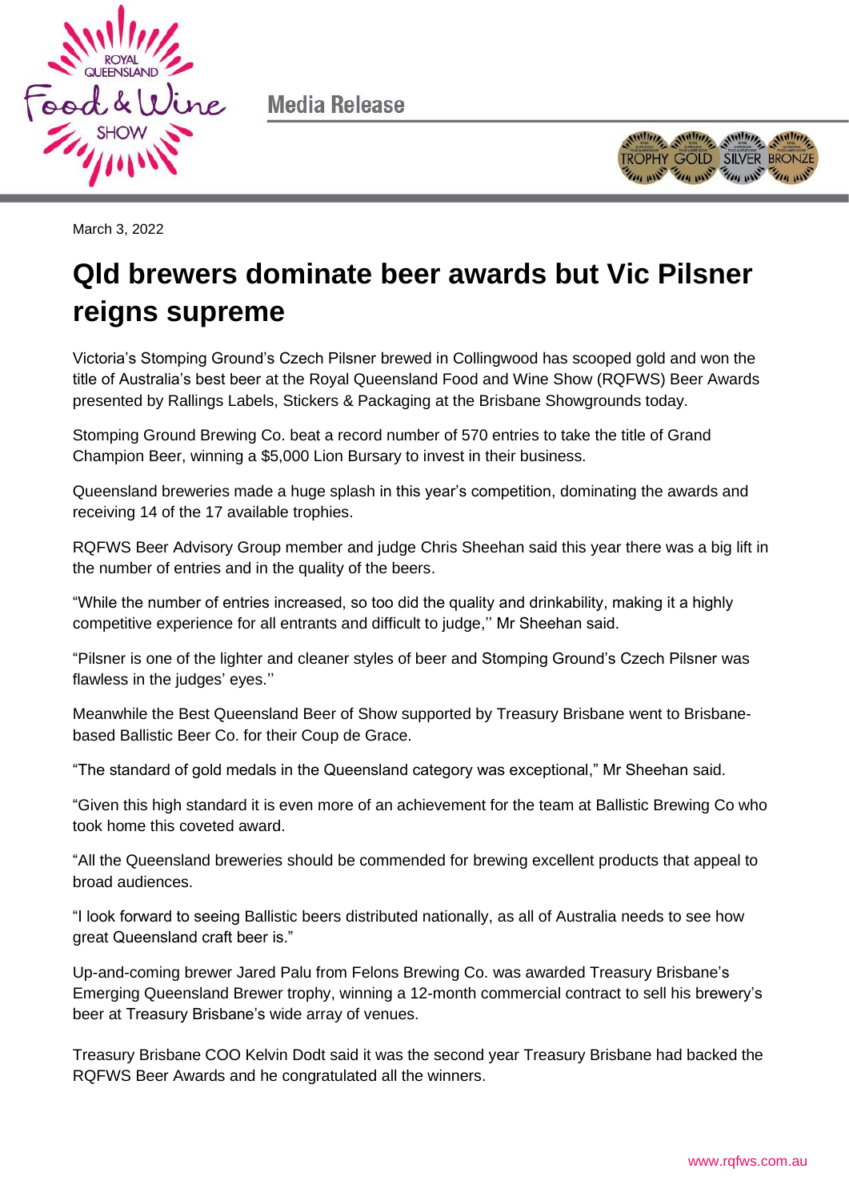Media Release

March 3, 2022

# Qld brewers dominate beer awards but Vic Pilsner reigns supreme

Victoria's Stomping Ground's Czech Pilsner brewed in Collingwood has scooped gold and won the title of Australia's best beer at the Royal Queensland Food and Wine Show (RQFWS) Beer Awards presented by Rallings Labels, Stickers & Packaging at the Brisbane Showgrounds today.

Stomping Ground Brewing Co. beat a record number of 570 entries to take the title of Grand Champion Beer, winning a $5,000 Lion Bursary to invest in their business.

Queensland breweries made a huge splash in this year's competition, dominating the awards and receiving 14 of the 17 available trophies.

RQFWS Beer Advisory Group member and judge Chris Sheehan said this year there was a big lift in the number of entries and in the quality of the beers.

"While the number of entries increased, so too did the quality and drinkability, making it a highly competitive experience for all entrants and difficult to judge,'' Mr Sheehan said.

"Pilsner is one of the lighter and cleaner styles of beer and Stomping Ground's Czech Pilsner was flawless in the judges' eyes.''

Meanwhile the Best Queensland Beer of Show supported by Treasury Brisbane went to Brisbane-based Ballistic Beer Co. for their Coup de Grace.

"The standard of gold medals in the Queensland category was exceptional," Mr Sheehan said.

"Given this high standard it is even more of an achievement for the team at Ballistic Brewing Co who took home this coveted award.

"All the Queensland breweries should be commended for brewing excellent products that appeal to broad audiences.

"I look forward to seeing Ballistic beers distributed nationally, as all of Australia needs to see how great Queensland craft beer is."

Up-and-coming brewer Jared Palu from Felons Brewing Co. was awarded Treasury Brisbane's Emerging Queensland Brewer trophy, winning a 12-month commercial contract to sell his brewery's beer at Treasury Brisbane's wide array of venues.

Treasury Brisbane COO Kelvin Dodt said it was the second year Treasury Brisbane had backed the RQFWS Beer Awards and he congratulated all the winners.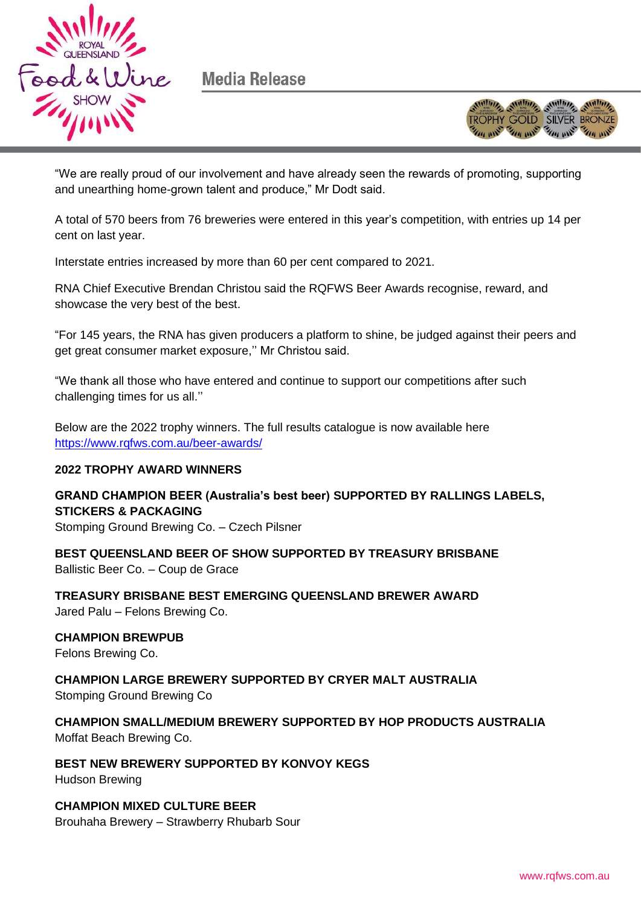"We are really proud of our involvement and have already seen the rewards of promoting, supporting and unearthing home-grown talent and produce," Mr Dodt said.

A total of 570 beers from 76 breweries were entered in this year's competition, with entries up 14 per cent on last year.

Interstate entries increased by more than 60 per cent compared to 2021.

RNA Chief Executive Brendan Christou said the RQFWS Beer Awards recognise, reward, and showcase the very best of the best.

"For 145 years, the RNA has given producers a platform to shine, be judged against their peers and get great consumer market exposure,'' Mr Christou said.

"We thank all those who have entered and continue to support our competitions after such challenging times for us all.''

Below are the 2022 trophy winners. The full results catalogue is now available here https://www.rqfws.com.au/beer-awards/

**2022 TROPHY AWARD WINNERS**

**GRAND CHAMPION BEER (Australia's best beer) SUPPORTED BY RALLINGS LABELS, STICKERS & PACKAGING**
Stomping Ground Brewing Co. – Czech Pilsner

**BEST QUEENSLAND BEER OF SHOW SUPPORTED BY TREASURY BRISBANE**
Ballistic Beer Co. – Coup de Grace

**TREASURY BRISBANE BEST EMERGING QUEENSLAND BREWER AWARD**
Jared Palu – Felons Brewing Co.

**CHAMPION BREWPUB**
Felons Brewing Co.

**CHAMPION LARGE BREWERY SUPPORTED BY CRYER MALT AUSTRALIA**
Stomping Ground Brewing Co

**CHAMPION SMALL/MEDIUM BREWERY SUPPORTED BY HOP PRODUCTS AUSTRALIA**
Moffat Beach Brewing Co.

**BEST NEW BREWERY SUPPORTED BY KONVOY KEGS**
Hudson Brewing

**CHAMPION MIXED CULTURE BEER**
Brouhaha Brewery – Strawberry Rhubarb Sour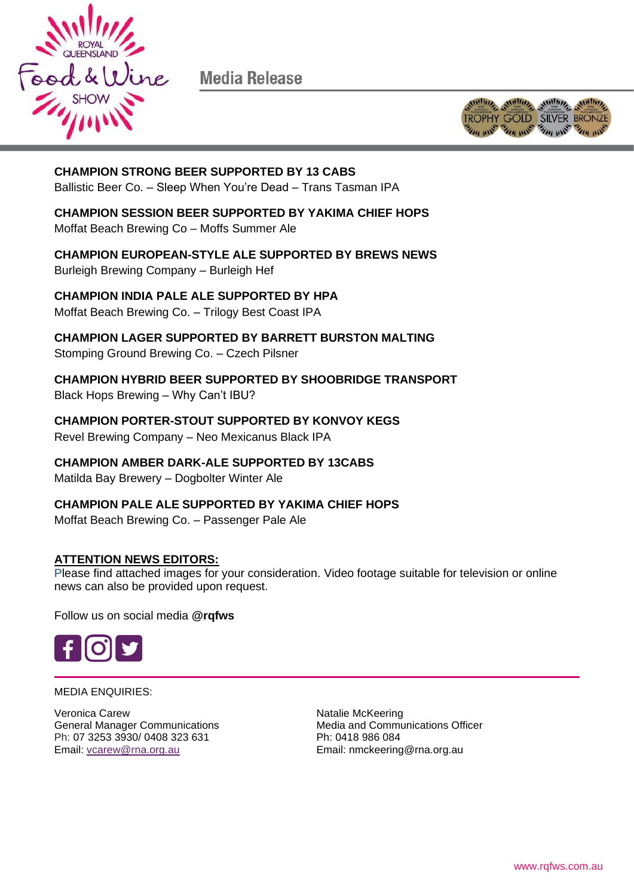**CHAMPION STRONG BEER SUPPORTED BY 13 CABS**
Ballistic Beer Co. – Sleep When You're Dead – Trans Tasman IPA

**CHAMPION SESSION BEER SUPPORTED BY YAKIMA CHIEF HOPS**
Moffat Beach Brewing Co – Moffs Summer Ale

**CHAMPION EUROPEAN-STYLE ALE SUPPORTED BY BREWS NEWS**
Burleigh Brewing Company – Burleigh Hef

**CHAMPION INDIA PALE ALE SUPPORTED BY HPA**
Moffat Beach Brewing Co. – Trilogy Best Coast IPA

**CHAMPION LAGER SUPPORTED BY BARRETT BURSTON MALTING**
Stomping Ground Brewing Co. – Czech Pilsner

**CHAMPION HYBRID BEER SUPPORTED BY SHOOBRIDGE TRANSPORT**
Black Hops Brewing – Why Can't IBU?

**CHAMPION PORTER-STOUT SUPPORTED BY KONVOY KEGS**
Revel Brewing Company – Neo Mexicanus Black IPA

**CHAMPION AMBER DARK-ALE SUPPORTED BY 13CABS**
Matilda Bay Brewery – Dogbolter Winter Ale

**CHAMPION PALE ALE SUPPORTED BY YAKIMA CHIEF HOPS**
Moffat Beach Brewing Co. – Passenger Pale Ale

**ATTENTION NEWS EDITORS:**
Please find attached images for your consideration. Video footage suitable for television or online news can also be provided upon request.

Follow us on social media **@rqfws**

MEDIA ENQUIRIES:

Veronica Carew
General Manager Communications
Ph: 07 3253 3930/ 0408 323 631
Email: vcarew@rna.org.au

Natalie McKeering
Media and Communications Officer
Ph: 0418 986 084
Email: nmckeering@rna.org.au

www.rqfws.com.au